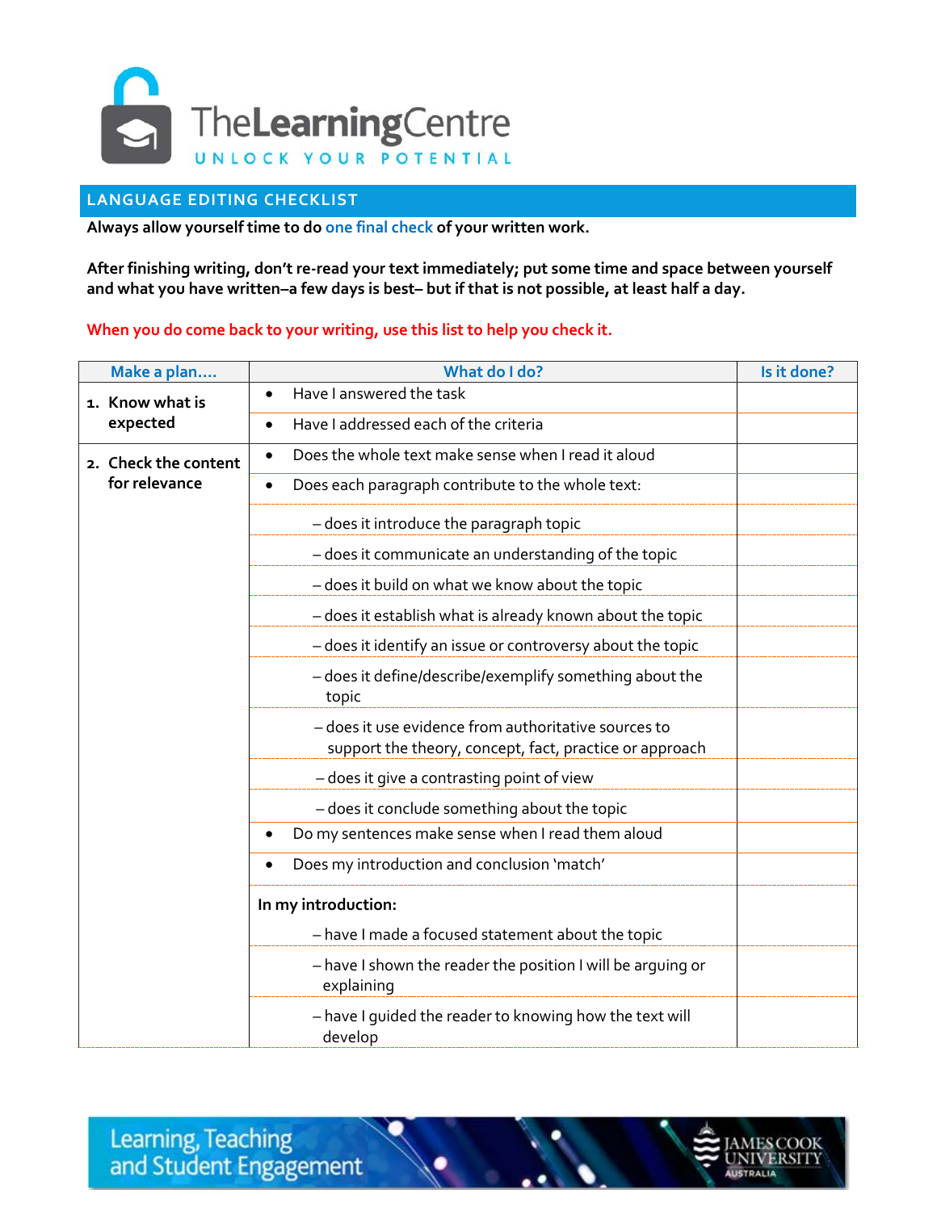The Learning Centre

UNLOCK YOUR POTENTIAL

## LANGUAGE EDITING CHECKLIST

**Always allow yourself time to do one final check of your written work.**

**After finishing writing, don't re-read your text immediately; put some time and space between yourself and what you have written–a few days is best– but if that is not possible, at least half a day.**

**When you do come back to your writing, use this list to help you check it.**

| Make a plan.... | What do I do? | Is it done? |
|---|---|---|
| **1. Know what is expected** | • Have I answered the task | |
| | • Have I addressed each of the criteria | |
| **2. Check the content for relevance** | • Does the whole text make sense when I read it aloud | |
| | • Does each paragraph contribute to the whole text: | |
| | – does it introduce the paragraph topic | |
| | – does it communicate an understanding of the topic | |
| | – does it build on what we know about the topic | |
| | – does it establish what is already known about the topic | |
| | – does it identify an issue or controversy about the topic | |
| | – does it define/describe/exemplify something about the topic | |
| | – does it use evidence from authoritative sources to support the theory, concept, fact, practice or approach | |
| | – does it give a contrasting point of view | |
| | – does it conclude something about the topic | |
| | • Do my sentences make sense when I read them aloud | |
| | • Does my introduction and conclusion 'match' | |
| | **In my introduction:** | |
| | – have I made a focused statement about the topic | |
| | – have I shown the reader the position I will be arguing or explaining | |
| | – have I guided the reader to knowing how the text will develop | |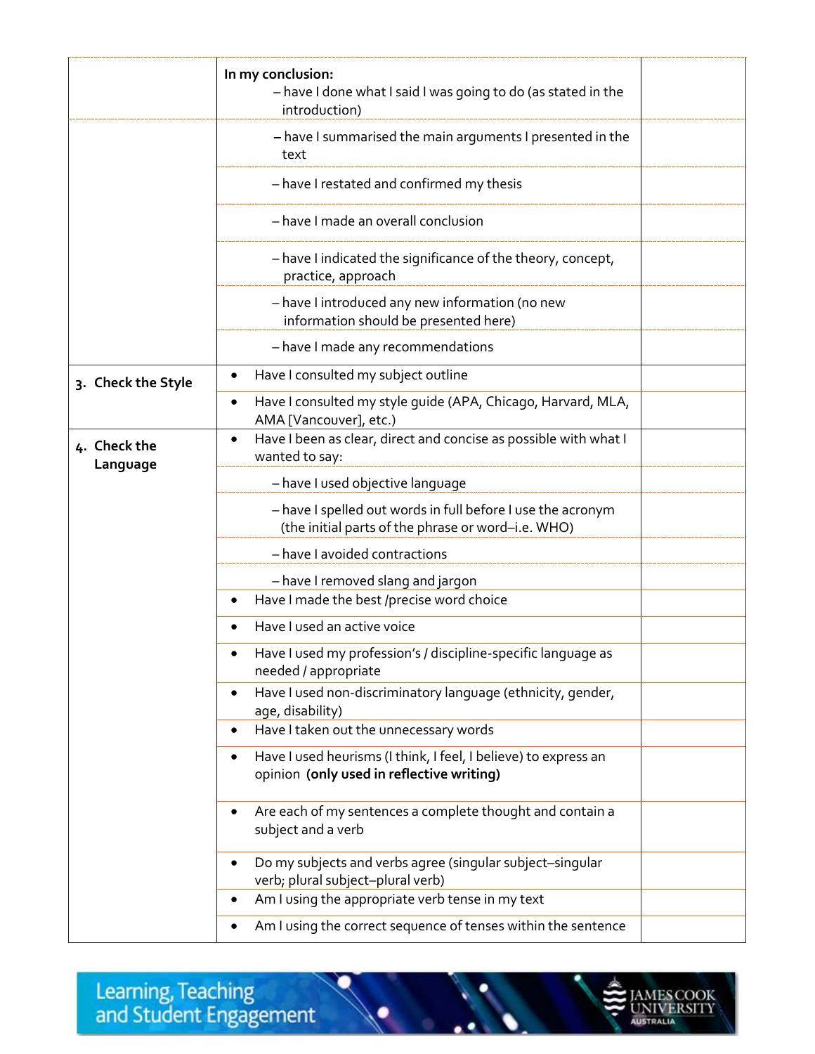| | | |
|---|---|---|
| | **In my conclusion:**<br>– have I done what I said I was going to do (as stated in the introduction) | |
| | – have I summarised the main arguments I presented in the text | |
| | – have I restated and confirmed my thesis | |
| | – have I made an overall conclusion | |
| | – have I indicated the significance of the theory, concept, practice, approach | |
| | – have I introduced any new information (no new information should be presented here) | |
| | – have I made any recommendations | |
| **3. Check the Style** | • Have I consulted my subject outline | |
| | • Have I consulted my style guide (APA, Chicago, Harvard, MLA, AMA [Vancouver], etc.) | |
| **4. Check the Language** | • Have I been as clear, direct and concise as possible with what I wanted to say: | |
| | – have I used objective language | |
| | – have I spelled out words in full before I use the acronym (the initial parts of the phrase or word–i.e. WHO) | |
| | – have I avoided contractions | |
| | – have I removed slang and jargon | |
| | • Have I made the best /precise word choice | |
| | • Have I used an active voice | |
| | • Have I used my profession's / discipline-specific language as needed / appropriate | |
| | • Have I used non-discriminatory language (ethnicity, gender, age, disability) | |
| | • Have I taken out the unnecessary words | |
| | • Have I used heurisms (I think, I feel, I believe) to express an opinion **(only used in reflective writing)** | |
| | • Are each of my sentences a complete thought and contain a subject and a verb | |
| | • Do my subjects and verbs agree (singular subject–singular verb; plural subject–plural verb) | |
| | • Am I using the appropriate verb tense in my text | |
| | • Am I using the correct sequence of tenses within the sentence | |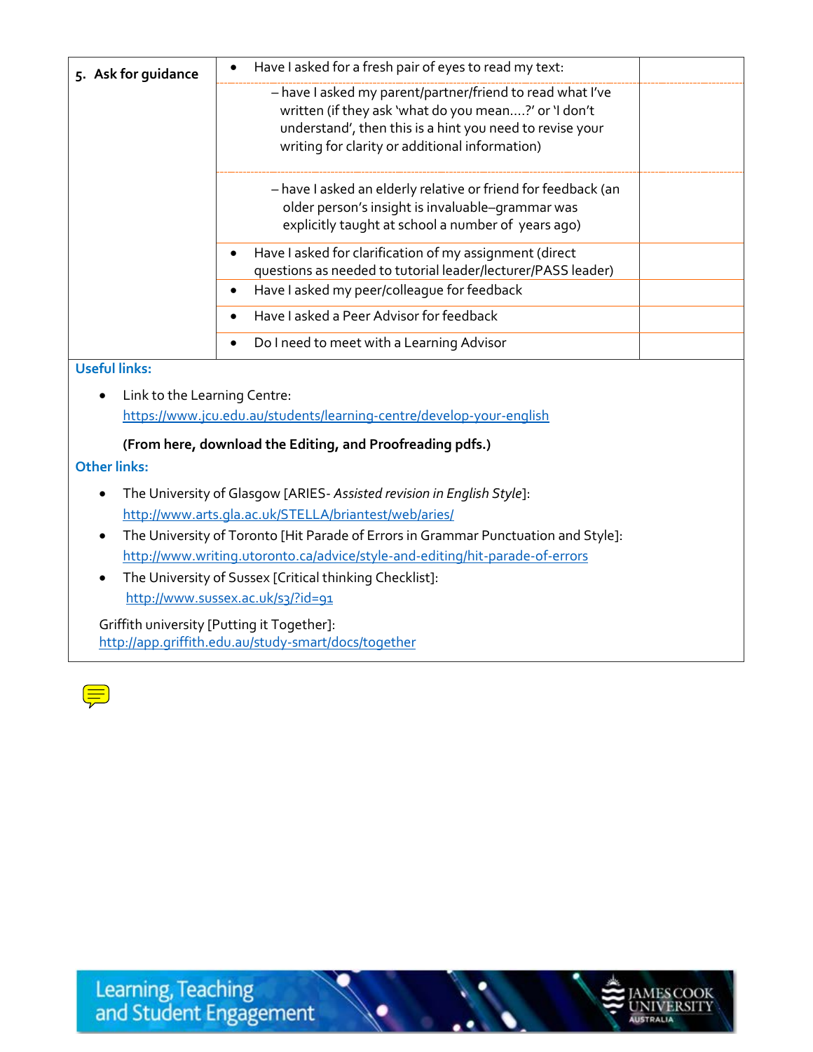| | | |
|---|---|---|
| **5. Ask for guidance** | • Have I asked for a fresh pair of eyes to read my text: | |
| | – have I asked my parent/partner/friend to read what I've written (if they ask 'what do you mean….?' or 'I don't understand', then this is a hint you need to revise your writing for clarity or additional information) | |
| | – have I asked an elderly relative or friend for feedback (an older person's insight is invaluable–grammar was explicitly taught at school a number of years ago) | |
| | • Have I asked for clarification of my assignment (direct questions as needed to tutorial leader/lecturer/PASS leader) | |
| | • Have I asked my peer/colleague for feedback | |
| | • Have I asked a Peer Advisor for feedback | |
| | • Do I need to meet with a Learning Advisor | |

**Useful links:**

- Link to the Learning Centre: https://www.jcu.edu.au/students/learning-centre/develop-your-english

  **(From here, download the Editing, and Proofreading pdfs.)**

**Other links:**

- The University of Glasgow [ARIES- *Assisted revision in English Style*]: http://www.arts.gla.ac.uk/STELLA/briantest/web/aries/
- The University of Toronto [Hit Parade of Errors in Grammar Punctuation and Style]: http://www.writing.utoronto.ca/advice/style-and-editing/hit-parade-of-errors
- The University of Sussex [Critical thinking Checklist]: http://www.sussex.ac.uk/s3/?id=91

Griffith university [Putting it Together]: http://app.griffith.edu.au/study-smart/docs/together